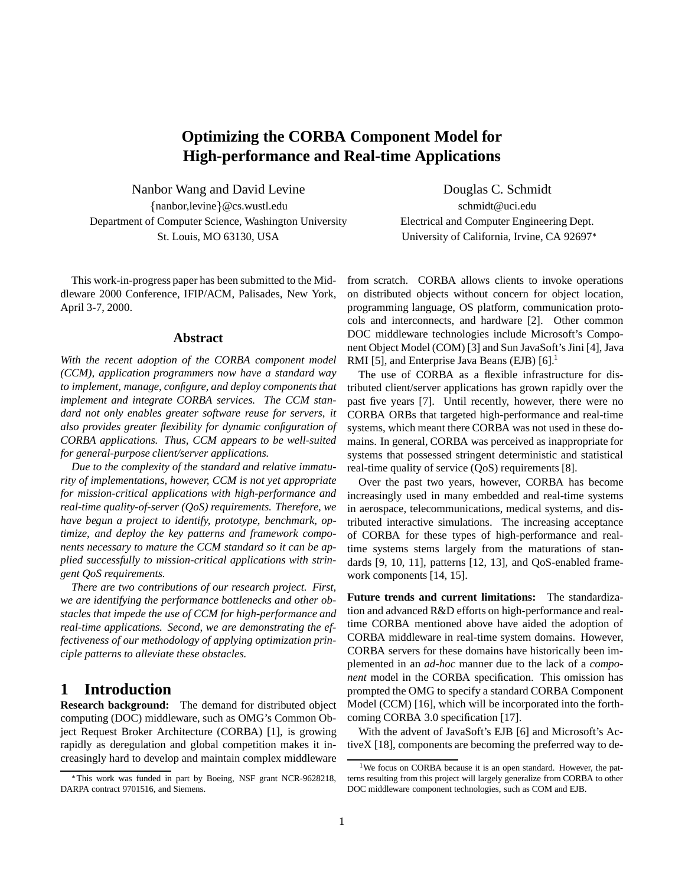# Optimizing the CORBA Component Model for High-performance and Real-time Applications

Nanbor Wang and David Levine
{nanbor,levine}@cs.wustl.edu
Department of Computer Science, Washington University
St. Louis, MO 63130, USA

Douglas C. Schmidt
schmidt@uci.edu
Electrical and Computer Engineering Dept.
University of California, Irvine, CA 92697*

This work-in-progress paper has been submitted to the Middleware 2000 Conference, IFIP/ACM, Palisades, New York, April 3-7, 2000.

## Abstract

*With the recent adoption of the CORBA component model (CCM), application programmers now have a standard way to implement, manage, configure, and deploy components that implement and integrate CORBA services. The CCM standard not only enables greater software reuse for servers, it also provides greater flexibility for dynamic configuration of CORBA applications. Thus, CCM appears to be well-suited for general-purpose client/server applications.*

*Due to the complexity of the standard and relative immaturity of implementations, however, CCM is not yet appropriate for mission-critical applications with high-performance and real-time quality-of-server (QoS) requirements. Therefore, we have begun a project to identify, prototype, benchmark, optimize, and deploy the key patterns and framework components necessary to mature the CCM standard so it can be applied successfully to mission-critical applications with stringent QoS requirements.*

*There are two contributions of our research project. First, we are identifying the performance bottlenecks and other obstacles that impede the use of CCM for high-performance and real-time applications. Second, we are demonstrating the effectiveness of our methodology of applying optimization principle patterns to alleviate these obstacles.*

## 1 Introduction

**Research background:** The demand for distributed object computing (DOC) middleware, such as OMG's Common Object Request Broker Architecture (CORBA) [1], is growing rapidly as deregulation and global competition makes it increasingly hard to develop and maintain complex middleware from scratch. CORBA allows clients to invoke operations on distributed objects without concern for object location, programming language, OS platform, communication protocols and interconnects, and hardware [2]. Other common DOC middleware technologies include Microsoft's Component Object Model (COM) [3] and Sun JavaSoft's Jini [4], Java RMI [5], and Enterprise Java Beans (EJB) [6].[1]

The use of CORBA as a flexible infrastructure for distributed client/server applications has grown rapidly over the past five years [7]. Until recently, however, there were no CORBA ORBs that targeted high-performance and real-time systems, which meant there CORBA was not used in these domains. In general, CORBA was perceived as inappropriate for systems that possessed stringent deterministic and statistical real-time quality of service (QoS) requirements [8].

Over the past two years, however, CORBA has become increasingly used in many embedded and real-time systems in aerospace, telecommunications, medical systems, and distributed interactive simulations. The increasing acceptance of CORBA for these types of high-performance and real-time systems stems largely from the maturations of standards [9, 10, 11], patterns [12, 13], and QoS-enabled framework components [14, 15].

**Future trends and current limitations:** The standardization and advanced R&D efforts on high-performance and real-time CORBA mentioned above have aided the adoption of CORBA middleware in real-time system domains. However, CORBA servers for these domains have historically been implemented in an *ad-hoc* manner due to the lack of a *component* model in the CORBA specification. This omission has prompted the OMG to specify a standard CORBA Component Model (CCM) [16], which will be incorporated into the forthcoming CORBA 3.0 specification [17].

With the advent of JavaSoft's EJB [6] and Microsoft's ActiveX [18], components are becoming the preferred way to de-

*This work was funded in part by Boeing, NSF grant NCR-9628218, DARPA contract 9701516, and Siemens.

[1] We focus on CORBA because it is an open standard. However, the patterns resulting from this project will largely generalize from CORBA to other DOC middleware component technologies, such as COM and EJB.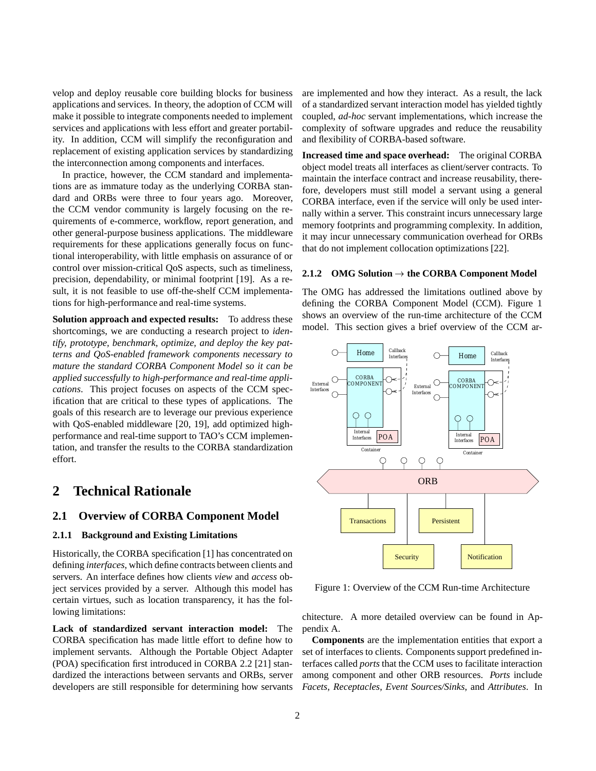velop and deploy reusable core building blocks for business applications and services. In theory, the adoption of CCM will make it possible to integrate components needed to implement services and applications with less effort and greater portability. In addition, CCM will simplify the reconfiguration and replacement of existing application services by standardizing the interconnection among components and interfaces.

In practice, however, the CCM standard and implementations are as immature today as the underlying CORBA standard and ORBs were three to four years ago. Moreover, the CCM vendor community is largely focusing on the requirements of e-commerce, workflow, report generation, and other general-purpose business applications. The middleware requirements for these applications generally focus on functional interoperability, with little emphasis on assurance of or control over mission-critical QoS aspects, such as timeliness, precision, dependability, or minimal footprint [19]. As a result, it is not feasible to use off-the-shelf CCM implementations for high-performance and real-time systems.

**Solution approach and expected results:** To address these shortcomings, we are conducting a research project to *identify, prototype, benchmark, optimize, and deploy the key patterns and QoS-enabled framework components necessary to mature the standard CORBA Component Model so it can be applied successfully to high-performance and real-time applications*. This project focuses on aspects of the CCM specification that are critical to these types of applications. The goals of this research are to leverage our previous experience with QoS-enabled middleware [20, 19], add optimized high-performance and real-time support to TAO's CCM implementation, and transfer the results to the CORBA standardization effort.

# 2 Technical Rationale

## 2.1 Overview of CORBA Component Model

### 2.1.1 Background and Existing Limitations

Historically, the CORBA specification [1] has concentrated on defining *interfaces*, which define contracts between clients and servers. An interface defines how clients *view* and *access* object services provided by a server. Although this model has certain virtues, such as location transparency, it has the following limitations:

**Lack of standardized servant interaction model:** The CORBA specification has made little effort to define how to implement servants. Although the Portable Object Adapter (POA) specification first introduced in CORBA 2.2 [21] standardized the interactions between servants and ORBs, server developers are still responsible for determining how servants are implemented and how they interact. As a result, the lack of a standardized servant interaction model has yielded tightly coupled, *ad-hoc* servant implementations, which increase the complexity of software upgrades and reduce the reusability and flexibility of CORBA-based software.

**Increased time and space overhead:** The original CORBA object model treats all interfaces as client/server contracts. To maintain the interface contract and increase reusability, therefore, developers must still model a servant using a general CORBA interface, even if the service will only be used internally within a server. This constraint incurs unnecessary large memory footprints and programming complexity. In addition, it may incur unnecessary communication overhead for ORBs that do not implement collocation optimizations [22].

### 2.1.2 OMG Solution → the CORBA Component Model

The OMG has addressed the limitations outlined above by defining the CORBA Component Model (CCM). Figure 1 shows an overview of the run-time architecture of the CCM model. This section gives a brief overview of the CCM architecture. A more detailed overview can be found in Appendix A.

Figure 1: Overview of the CCM Run-time Architecture

**Components** are the implementation entities that export a set of interfaces to clients. Components support predefined interfaces called *ports* that the CCM uses to facilitate interaction among component and other ORB resources. *Ports* include *Facets*, *Receptacles*, *Event Sources/Sinks*, and *Attributes*. In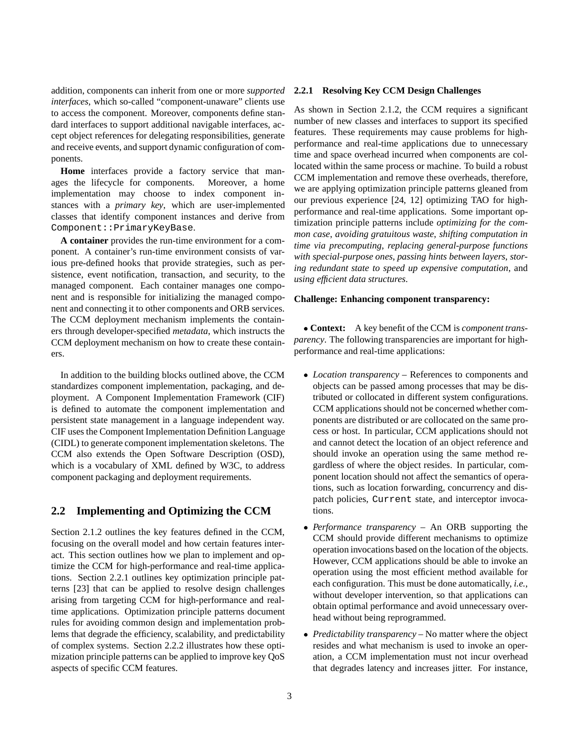addition, components can inherit from one or more *supported interfaces*, which so-called "component-unaware" clients use to access the component. Moreover, components define standard interfaces to support additional navigable interfaces, accept object references for delegating responsibilities, generate and receive events, and support dynamic configuration of components.

**Home** interfaces provide a factory service that manages the lifecycle for components. Moreover, a home implementation may choose to index component instances with a *primary key*, which are user-implemented classes that identify component instances and derive from `Component::PrimaryKeyBase`.

**A container** provides the run-time environment for a component. A container's run-time environment consists of various pre-defined hooks that provide strategies, such as persistence, event notification, transaction, and security, to the managed component. Each container manages one component and is responsible for initializing the managed component and connecting it to other components and ORB services. The CCM deployment mechanism implements the containers through developer-specified *metadata*, which instructs the CCM deployment mechanism on how to create these containers.

In addition to the building blocks outlined above, the CCM standardizes component implementation, packaging, and deployment. A Component Implementation Framework (CIF) is defined to automate the component implementation and persistent state management in a language independent way. CIF uses the Component Implementation Definition Language (CIDL) to generate component implementation skeletons. The CCM also extends the Open Software Description (OSD), which is a vocabulary of XML defined by W3C, to address component packaging and deployment requirements.

## 2.2 Implementing and Optimizing the CCM

Section 2.1.2 outlines the key features defined in the CCM, focusing on the overall model and how certain features interact. This section outlines how we plan to implement and optimize the CCM for high-performance and real-time applications. Section 2.2.1 outlines key optimization principle patterns [23] that can be applied to resolve design challenges arising from targeting CCM for high-performance and real-time applications. Optimization principle patterns document rules for avoiding common design and implementation problems that degrade the efficiency, scalability, and predictability of complex systems. Section 2.2.2 illustrates how these optimization principle patterns can be applied to improve key QoS aspects of specific CCM features.

### 2.2.1 Resolving Key CCM Design Challenges

As shown in Section 2.1.2, the CCM requires a significant number of new classes and interfaces to support its specified features. These requirements may cause problems for high-performance and real-time applications due to unnecessary time and space overhead incurred when components are collocated within the same process or machine. To build a robust CCM implementation and remove these overheads, therefore, we are applying optimization principle patterns gleaned from our previous experience [24, 12] optimizing TAO for high-performance and real-time applications. Some important optimization principle patterns include *optimizing for the common case*, *avoiding gratuitous waste*, *shifting computation in time via precomputing*, *replacing general-purpose functions with special-purpose ones*, *passing hints between layers*, *storing redundant state to speed up expensive computation*, and *using efficient data structures*.

**Challenge: Enhancing component transparency:**

- **Context:** A key benefit of the CCM is *component transparency*. The following transparencies are important for high-performance and real-time applications:

- *Location transparency* – References to components and objects can be passed among processes that may be distributed or collocated in different system configurations. CCM applications should not be concerned whether components are distributed or are collocated on the same process or host. In particular, CCM applications should not and cannot detect the location of an object reference and should invoke an operation using the same method regardless of where the object resides. In particular, component location should not affect the semantics of operations, such as location forwarding, concurrency and dispatch policies, `Current` state, and interceptor invocations.
- *Performance transparency* – An ORB supporting the CCM should provide different mechanisms to optimize operation invocations based on the location of the objects. However, CCM applications should be able to invoke an operation using the most efficient method available for each configuration. This must be done automatically, *i.e.*, without developer intervention, so that applications can obtain optimal performance and avoid unnecessary overhead without being reprogrammed.
- *Predictability transparency* – No matter where the object resides and what mechanism is used to invoke an operation, a CCM implementation must not incur overhead that degrades latency and increases jitter. For instance,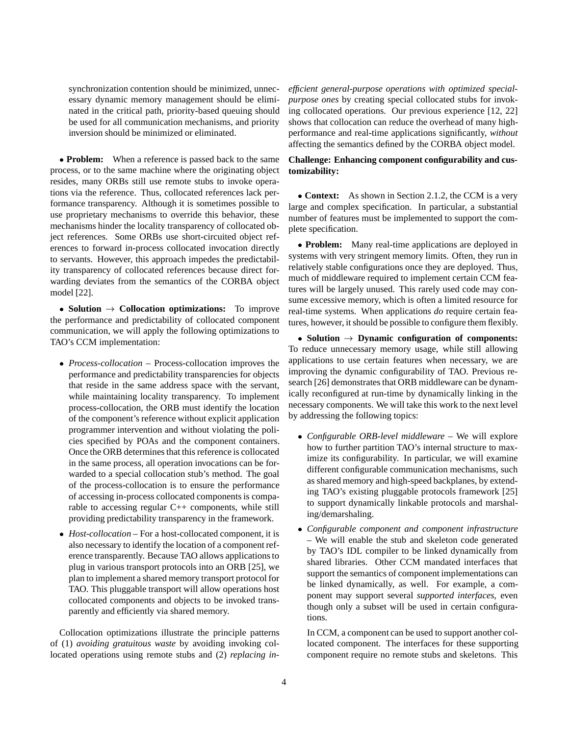synchronization contention should be minimized, unnecessary dynamic memory management should be eliminated in the critical path, priority-based queuing should be used for all communication mechanisms, and priority inversion should be minimized or eliminated.

• **Problem:** When a reference is passed back to the same process, or to the same machine where the originating object resides, many ORBs still use remote stubs to invoke operations via the reference. Thus, collocated references lack performance transparency. Although it is sometimes possible to use proprietary mechanisms to override this behavior, these mechanisms hinder the locality transparency of collocated object references. Some ORBs use short-circuited object references to forward in-process collocated invocation directly to servants. However, this approach impedes the predictability transparency of collocated references because direct forwarding deviates from the semantics of the CORBA object model [22].

• **Solution → Collocation optimizations:** To improve the performance and predictability of collocated component communication, we will apply the following optimizations to TAO's CCM implementation:

- *Process-collocation* – Process-collocation improves the performance and predictability transparencies for objects that reside in the same address space with the servant, while maintaining locality transparency. To implement process-collocation, the ORB must identify the location of the component's reference without explicit application programmer intervention and without violating the policies specified by POAs and the component containers. Once the ORB determines that this reference is collocated in the same process, all operation invocations can be forwarded to a special collocation stub's method. The goal of the process-collocation is to ensure the performance of accessing in-process collocated components is comparable to accessing regular C++ components, while still providing predictability transparency in the framework.
- *Host-collocation* – For a host-collocated component, it is also necessary to identify the location of a component reference transparently. Because TAO allows applications to plug in various transport protocols into an ORB [25], we plan to implement a shared memory transport protocol for TAO. This pluggable transport will allow operations host collocated components and objects to be invoked transparently and efficiently via shared memory.

Collocation optimizations illustrate the principle patterns of (1) *avoiding gratuitous waste* by avoiding invoking collocated operations using remote stubs and (2) *replacing inefficient general-purpose operations with optimized special-purpose ones* by creating special collocated stubs for invoking collocated operations. Our previous experience [12, 22] shows that collocation can reduce the overhead of many high-performance and real-time applications significantly, *without* affecting the semantics defined by the CORBA object model.

**Challenge: Enhancing component configurability and customizability:**

• **Context:** As shown in Section 2.1.2, the CCM is a very large and complex specification. In particular, a substantial number of features must be implemented to support the complete specification.

• **Problem:** Many real-time applications are deployed in systems with very stringent memory limits. Often, they run in relatively stable configurations once they are deployed. Thus, much of middleware required to implement certain CCM features will be largely unused. This rarely used code may consume excessive memory, which is often a limited resource for real-time systems. When applications *do* require certain features, however, it should be possible to configure them flexibly.

• **Solution → Dynamic configuration of components:** To reduce unnecessary memory usage, while still allowing applications to use certain features when necessary, we are improving the dynamic configurability of TAO. Previous research [26] demonstrates that ORB middleware can be dynamically reconfigured at run-time by dynamically linking in the necessary components. We will take this work to the next level by addressing the following topics:

- *Configurable ORB-level middleware* – We will explore how to further partition TAO's internal structure to maximize its configurability. In particular, we will examine different configurable communication mechanisms, such as shared memory and high-speed backplanes, by extending TAO's existing pluggable protocols framework [25] to support dynamically linkable protocols and marshaling/demarshaling.
- *Configurable component and component infrastructure* – We will enable the stub and skeleton code generated by TAO's IDL compiler to be linked dynamically from shared libraries. Other CCM mandated interfaces that support the semantics of component implementations can be linked dynamically, as well. For example, a component may support several *supported interfaces*, even though only a subset will be used in certain configurations.

  In CCM, a component can be used to support another collocated component. The interfaces for these supporting component require no remote stubs and skeletons. This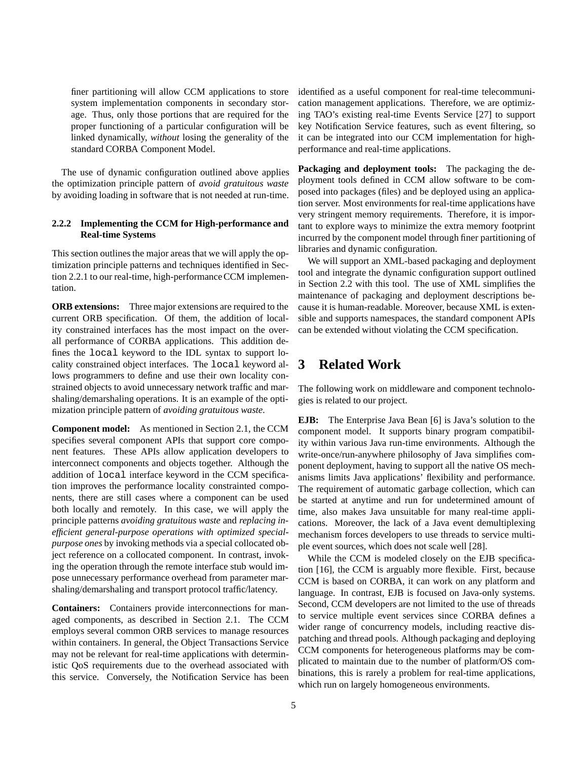finer partitioning will allow CCM applications to store system implementation components in secondary storage. Thus, only those portions that are required for the proper functioning of a particular configuration will be linked dynamically, *without* losing the generality of the standard CORBA Component Model.

The use of dynamic configuration outlined above applies the optimization principle pattern of *avoid gratuitous waste* by avoiding loading in software that is not needed at run-time.

#### 2.2.2 Implementing the CCM for High-performance and Real-time Systems

This section outlines the major areas that we will apply the optimization principle patterns and techniques identified in Section 2.2.1 to our real-time, high-performance CCM implementation.

**ORB extensions:** Three major extensions are required to the current ORB specification. Of them, the addition of locality constrained interfaces has the most impact on the overall performance of CORBA applications. This addition defines the `local` keyword to the IDL syntax to support locality constrained object interfaces. The `local` keyword allows programmers to define and use their own locality constrained objects to avoid unnecessary network traffic and marshaling/demarshaling operations. It is an example of the optimization principle pattern of *avoiding gratuitous waste*.

**Component model:** As mentioned in Section 2.1, the CCM specifies several component APIs that support core component features. These APIs allow application developers to interconnect components and objects together. Although the addition of `local` interface keyword in the CCM specification improves the performance locality constrainted components, there are still cases where a component can be used both locally and remotely. In this case, we will apply the principle patterns *avoiding gratuitous waste* and *replacing inefficient general-purpose operations with optimized special-purpose ones* by invoking methods via a special collocated object reference on a collocated component. In contrast, invoking the operation through the remote interface stub would impose unnecessary performance overhead from parameter marshaling/demarshaling and transport protocol traffic/latency.

**Containers:** Containers provide interconnections for managed components, as described in Section 2.1. The CCM employs several common ORB services to manage resources within containers. In general, the Object Transactions Service may not be relevant for real-time applications with deterministic QoS requirements due to the overhead associated with this service. Conversely, the Notification Service has been identified as a useful component for real-time telecommunication management applications. Therefore, we are optimizing TAO's existing real-time Events Service [27] to support key Notification Service features, such as event filtering, so it can be integrated into our CCM implementation for high-performance and real-time applications.

**Packaging and deployment tools:** The packaging the deployment tools defined in CCM allow software to be composed into packages (files) and be deployed using an application server. Most environments for real-time applications have very stringent memory requirements. Therefore, it is important to explore ways to minimize the extra memory footprint incurred by the component model through finer partitioning of libraries and dynamic configuration.

We will support an XML-based packaging and deployment tool and integrate the dynamic configuration support outlined in Section 2.2 with this tool. The use of XML simplifies the maintenance of packaging and deployment descriptions because it is human-readable. Moreover, because XML is extensible and supports namespaces, the standard component APIs can be extended without violating the CCM specification.

## 3 Related Work

The following work on middleware and component technologies is related to our project.

**EJB:** The Enterprise Java Bean [6] is Java's solution to the component model. It supports binary program compatibility within various Java run-time environments. Although the write-once/run-anywhere philosophy of Java simplifies component deployment, having to support all the native OS mechanisms limits Java applications' flexibility and performance. The requirement of automatic garbage collection, which can be started at anytime and run for undetermined amount of time, also makes Java unsuitable for many real-time applications. Moreover, the lack of a Java event demultiplexing mechanism forces developers to use threads to service multiple event sources, which does not scale well [28].

While the CCM is modeled closely on the EJB specification [16], the CCM is arguably more flexible. First, because CCM is based on CORBA, it can work on any platform and language. In contrast, EJB is focused on Java-only systems. Second, CCM developers are not limited to the use of threads to service multiple event services since CORBA defines a wider range of concurrency models, including reactive dispatching and thread pools. Although packaging and deploying CCM components for heterogeneous platforms may be complicated to maintain due to the number of platform/OS combinations, this is rarely a problem for real-time applications, which run on largely homogeneous environments.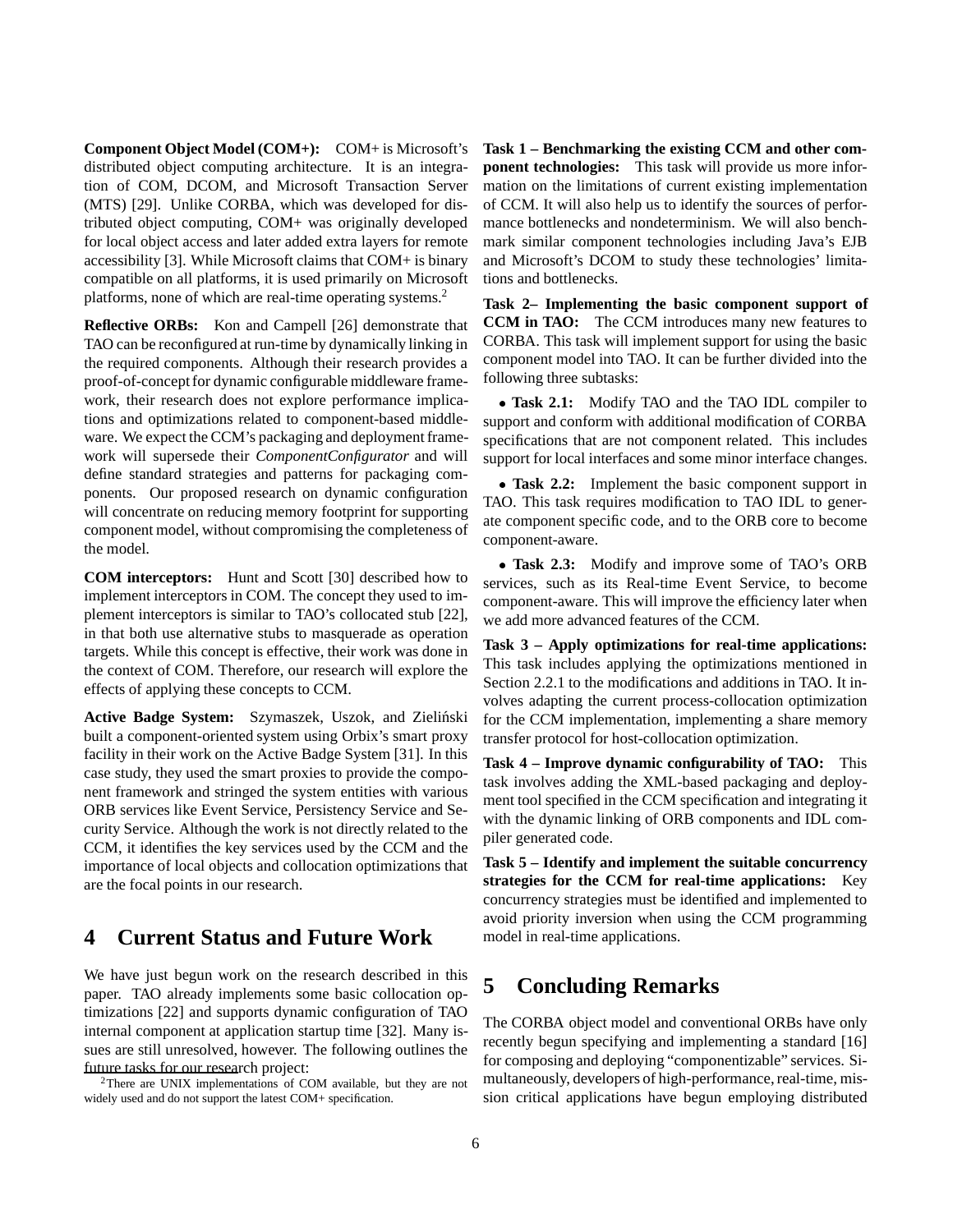**Component Object Model (COM+):** COM+ is Microsoft's distributed object computing architecture. It is an integration of COM, DCOM, and Microsoft Transaction Server (MTS) [29]. Unlike CORBA, which was developed for distributed object computing, COM+ was originally developed for local object access and later added extra layers for remote accessibility [3]. While Microsoft claims that COM+ is binary compatible on all platforms, it is used primarily on Microsoft platforms, none of which are real-time operating systems.[2]

**Reflective ORBs:** Kon and Campell [26] demonstrate that TAO can be reconfigured at run-time by dynamically linking in the required components. Although their research provides a proof-of-concept for dynamic configurable middleware framework, their research does not explore performance implications and optimizations related to component-based middleware. We expect the CCM's packaging and deployment framework will supersede their *ComponentConfigurator* and will define standard strategies and patterns for packaging components. Our proposed research on dynamic configuration will concentrate on reducing memory footprint for supporting component model, without compromising the completeness of the model.

**COM interceptors:** Hunt and Scott [30] described how to implement interceptors in COM. The concept they used to implement interceptors is similar to TAO's collocated stub [22], in that both use alternative stubs to masquerade as operation targets. While this concept is effective, their work was done in the context of COM. Therefore, our research will explore the effects of applying these concepts to CCM.

**Active Badge System:** Szymaszek, Uszok, and Zieliński built a component-oriented system using Orbix's smart proxy facility in their work on the Active Badge System [31]. In this case study, they used the smart proxies to provide the component framework and stringed the system entities with various ORB services like Event Service, Persistency Service and Security Service. Although the work is not directly related to the CCM, it identifies the key services used by the CCM and the importance of local objects and collocation optimizations that are the focal points in our research.

# 4 Current Status and Future Work

We have just begun work on the research described in this paper. TAO already implements some basic collocation optimizations [22] and supports dynamic configuration of TAO internal component at application startup time [32]. Many issues are still unresolved, however. The following outlines the future tasks for our research project:

**Task 1 – Benchmarking the existing CCM and other component technologies:** This task will provide us more information on the limitations of current existing implementation of CCM. It will also help us to identify the sources of performance bottlenecks and nondeterminism. We will also benchmark similar component technologies including Java's EJB and Microsoft's DCOM to study these technologies' limitations and bottlenecks.

**Task 2– Implementing the basic component support of CCM in TAO:** The CCM introduces many new features to CORBA. This task will implement support for using the basic component model into TAO. It can be further divided into the following three subtasks:

- **Task 2.1:** Modify TAO and the TAO IDL compiler to support and conform with additional modification of CORBA specifications that are not component related. This includes support for local interfaces and some minor interface changes.
- **Task 2.2:** Implement the basic component support in TAO. This task requires modification to TAO IDL to generate component specific code, and to the ORB core to become component-aware.
- **Task 2.3:** Modify and improve some of TAO's ORB services, such as its Real-time Event Service, to become component-aware. This will improve the efficiency later when we add more advanced features of the CCM.

**Task 3 – Apply optimizations for real-time applications:** This task includes applying the optimizations mentioned in Section 2.2.1 to the modifications and additions in TAO. It involves adapting the current process-collocation optimization for the CCM implementation, implementing a share memory transfer protocol for host-collocation optimization.

**Task 4 – Improve dynamic configurability of TAO:** This task involves adding the XML-based packaging and deployment tool specified in the CCM specification and integrating it with the dynamic linking of ORB components and IDL compiler generated code.

**Task 5 – Identify and implement the suitable concurrency strategies for the CCM for real-time applications:** Key concurrency strategies must be identified and implemented to avoid priority inversion when using the CCM programming model in real-time applications.

# 5 Concluding Remarks

The CORBA object model and conventional ORBs have only recently begun specifying and implementing a standard [16] for composing and deploying "componentizable" services. Simultaneously, developers of high-performance, real-time, mission critical applications have begun employing distributed

[2] There are UNIX implementations of COM available, but they are not widely used and do not support the latest COM+ specification.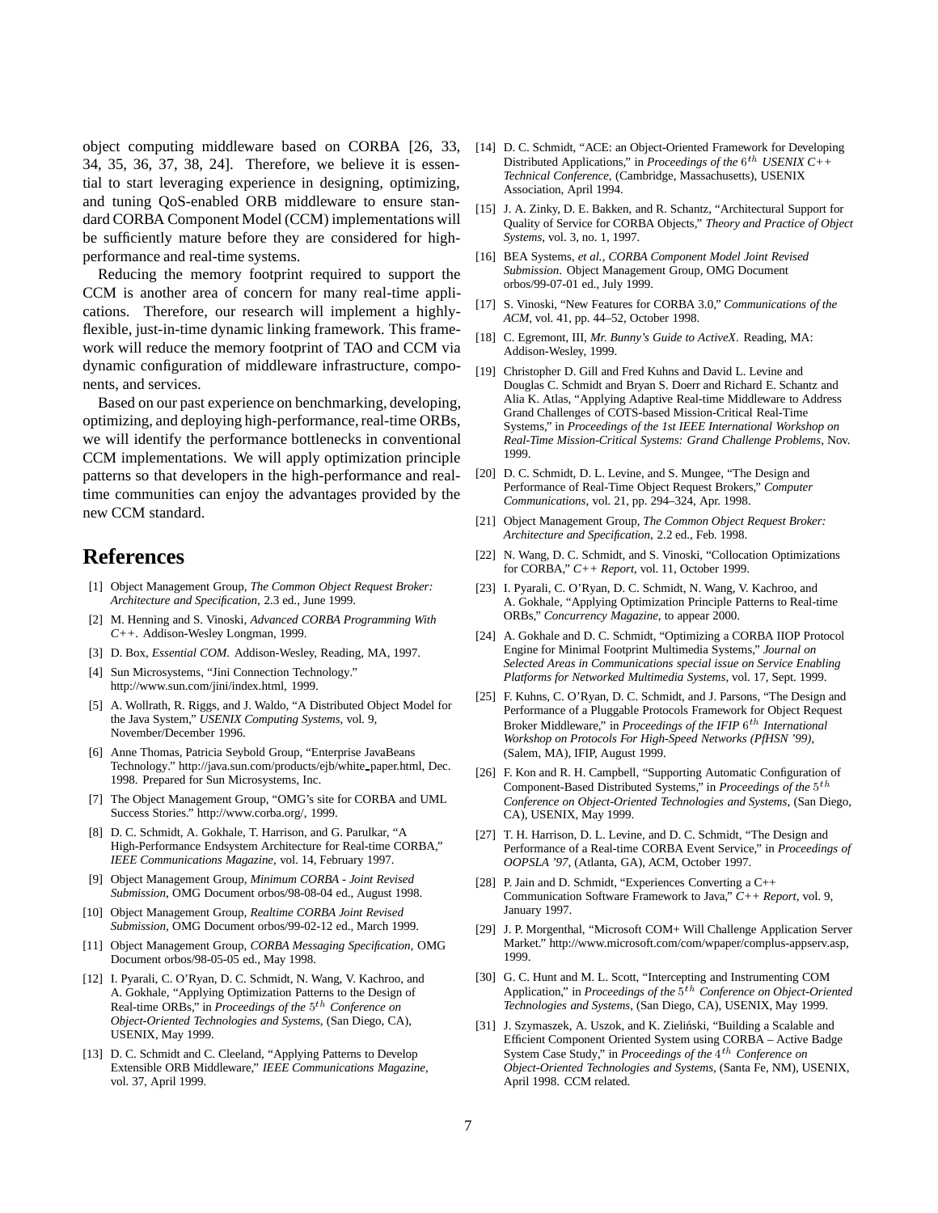object computing middleware based on CORBA [26, 33, 34, 35, 36, 37, 38, 24]. Therefore, we believe it is essential to start leveraging experience in designing, optimizing, and tuning QoS-enabled ORB middleware to ensure standard CORBA Component Model (CCM) implementations will be sufficiently mature before they are considered for high-performance and real-time systems.

Reducing the memory footprint required to support the CCM is another area of concern for many real-time applications. Therefore, our research will implement a highly-flexible, just-in-time dynamic linking framework. This framework will reduce the memory footprint of TAO and CCM via dynamic configuration of middleware infrastructure, components, and services.

Based on our past experience on benchmarking, developing, optimizing, and deploying high-performance, real-time ORBs, we will identify the performance bottlenecks in conventional CCM implementations. We will apply optimization principle patterns so that developers in the high-performance and real-time communities can enjoy the advantages provided by the new CCM standard.

# References

[1] Object Management Group, *The Common Object Request Broker: Architecture and Specification*, 2.3 ed., June 1999.

[2] M. Henning and S. Vinoski, *Advanced CORBA Programming With C++*. Addison-Wesley Longman, 1999.

[3] D. Box, *Essential COM*. Addison-Wesley, Reading, MA, 1997.

[4] Sun Microsystems, "Jini Connection Technology." http://www.sun.com/jini/index.html, 1999.

[5] A. Wollrath, R. Riggs, and J. Waldo, "A Distributed Object Model for the Java System," *USENIX Computing Systems*, vol. 9, November/December 1996.

[6] Anne Thomas, Patricia Seybold Group, "Enterprise JavaBeans Technology." http://java.sun.com/products/ejb/white_paper.html, Dec. 1998. Prepared for Sun Microsystems, Inc.

[7] The Object Management Group, "OMG's site for CORBA and UML Success Stories." http://www.corba.org/, 1999.

[8] D. C. Schmidt, A. Gokhale, T. Harrison, and G. Parulkar, "A High-Performance Endsystem Architecture for Real-time CORBA," *IEEE Communications Magazine*, vol. 14, February 1997.

[9] Object Management Group, *Minimum CORBA - Joint Revised Submission*, OMG Document orbos/98-08-04 ed., August 1998.

[10] Object Management Group, *Realtime CORBA Joint Revised Submission*, OMG Document orbos/99-02-12 ed., March 1999.

[11] Object Management Group, *CORBA Messaging Specification*, OMG Document orbos/98-05-05 ed., May 1998.

[12] I. Pyarali, C. O'Ryan, D. C. Schmidt, N. Wang, V. Kachroo, and A. Gokhale, "Applying Optimization Patterns to the Design of Real-time ORBs," in *Proceedings of the $5^{th}$ Conference on Object-Oriented Technologies and Systems*, (San Diego, CA), USENIX, May 1999.

[13] D. C. Schmidt and C. Cleeland, "Applying Patterns to Develop Extensible ORB Middleware," *IEEE Communications Magazine*, vol. 37, April 1999.

[14] D. C. Schmidt, "ACE: an Object-Oriented Framework for Developing Distributed Applications," in *Proceedings of the $6^{th}$ USENIX C++ Technical Conference*, (Cambridge, Massachusetts), USENIX Association, April 1994.

[15] J. A. Zinky, D. E. Bakken, and R. Schantz, "Architectural Support for Quality of Service for CORBA Objects," *Theory and Practice of Object Systems*, vol. 3, no. 1, 1997.

[16] BEA Systems, *et al.*, *CORBA Component Model Joint Revised Submission*. Object Management Group, OMG Document orbos/99-07-01 ed., July 1999.

[17] S. Vinoski, "New Features for CORBA 3.0," *Communications of the ACM*, vol. 41, pp. 44–52, October 1998.

[18] C. Egremont, III, *Mr. Bunny's Guide to ActiveX*. Reading, MA: Addison-Wesley, 1999.

[19] Christopher D. Gill and Fred Kuhns and David L. Levine and Douglas C. Schmidt and Bryan S. Doerr and Richard E. Schantz and Alia K. Atlas, "Applying Adaptive Real-time Middleware to Address Grand Challenges of COTS-based Mission-Critical Real-Time Systems," in *Proceedings of the 1st IEEE International Workshop on Real-Time Mission-Critical Systems: Grand Challenge Problems*, Nov. 1999.

[20] D. C. Schmidt, D. L. Levine, and S. Mungee, "The Design and Performance of Real-Time Object Request Brokers," *Computer Communications*, vol. 21, pp. 294–324, Apr. 1998.

[21] Object Management Group, *The Common Object Request Broker: Architecture and Specification*, 2.2 ed., Feb. 1998.

[22] N. Wang, D. C. Schmidt, and S. Vinoski, "Collocation Optimizations for CORBA," *C++ Report*, vol. 11, October 1999.

[23] I. Pyarali, C. O'Ryan, D. C. Schmidt, N. Wang, V. Kachroo, and A. Gokhale, "Applying Optimization Principle Patterns to Real-time ORBs," *Concurrency Magazine*, to appear 2000.

[24] A. Gokhale and D. C. Schmidt, "Optimizing a CORBA IIOP Protocol Engine for Minimal Footprint Multimedia Systems," *Journal on Selected Areas in Communications special issue on Service Enabling Platforms for Networked Multimedia Systems*, vol. 17, Sept. 1999.

[25] F. Kuhns, C. O'Ryan, D. C. Schmidt, and J. Parsons, "The Design and Performance of a Pluggable Protocols Framework for Object Request Broker Middleware," in *Proceedings of the IFIP $6^{th}$ International Workshop on Protocols For High-Speed Networks (PfHSN '99)*, (Salem, MA), IFIP, August 1999.

[26] F. Kon and R. H. Campbell, "Supporting Automatic Configuration of Component-Based Distributed Systems," in *Proceedings of the $5^{th}$ Conference on Object-Oriented Technologies and Systems*, (San Diego, CA), USENIX, May 1999.

[27] T. H. Harrison, D. L. Levine, and D. C. Schmidt, "The Design and Performance of a Real-time CORBA Event Service," in *Proceedings of OOPSLA '97*, (Atlanta, GA), ACM, October 1997.

[28] P. Jain and D. Schmidt, "Experiences Converting a C++ Communication Software Framework to Java," *C++ Report*, vol. 9, January 1997.

[29] J. P. Morgenthal, "Microsoft COM+ Will Challenge Application Server Market." http://www.microsoft.com/com/wpaper/complus-appserv.asp, 1999.

[30] G. C. Hunt and M. L. Scott, "Intercepting and Instrumenting COM Application," in *Proceedings of the $5^{th}$ Conference on Object-Oriented Technologies and Systems*, (San Diego, CA), USENIX, May 1999.

[31] J. Szymaszek, A. Uszok, and K. Zieliński, "Building a Scalable and Efficient Component Oriented System using CORBA – Active Badge System Case Study," in *Proceedings of the $4^{th}$ Conference on Object-Oriented Technologies and Systems*, (Santa Fe, NM), USENIX, April 1998. CCM related.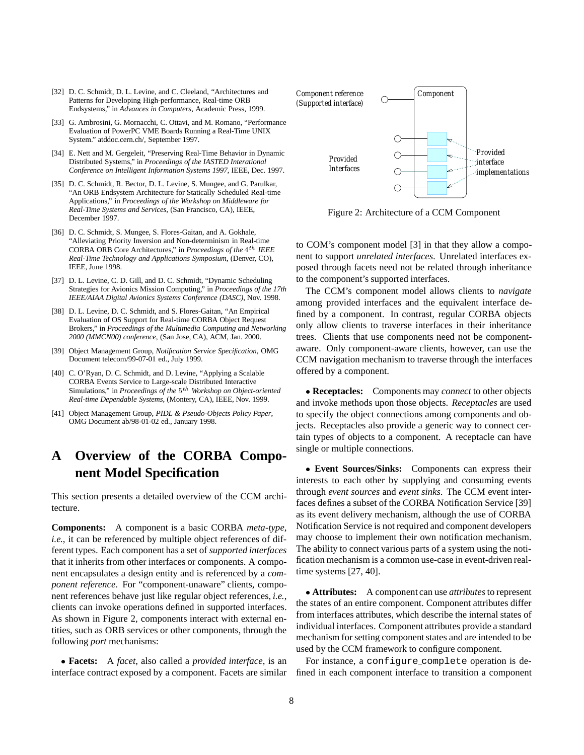[32] D. C. Schmidt, D. L. Levine, and C. Cleeland, "Architectures and Patterns for Developing High-performance, Real-time ORB Endsystems," in *Advances in Computers*, Academic Press, 1999.

[33] G. Ambrosini, G. Mornacchi, C. Ottavi, and M. Romano, "Performance Evaluation of PowerPC VME Boards Running a Real-Time UNIX System." atddoc.cern.ch/, September 1997.

[34] E. Nett and M. Gergeleit, "Preserving Real-Time Behavior in Dynamic Distributed Systems," in *Proceedings of the IASTED Interational Conference on Intelligent Information Systems 1997*, IEEE, Dec. 1997.

[35] D. C. Schmidt, R. Bector, D. L. Levine, S. Mungee, and G. Parulkar, "An ORB Endsystem Architecture for Statically Scheduled Real-time Applications," in *Proceedings of the Workshop on Middleware for Real-Time Systems and Services*, (San Francisco, CA), IEEE, December 1997.

[36] D. C. Schmidt, S. Mungee, S. Flores-Gaitan, and A. Gokhale, "Alleviating Priority Inversion and Non-determinism in Real-time CORBA ORB Core Architectures," in *Proceedings of the $4^{th}$ IEEE Real-Time Technology and Applications Symposium*, (Denver, CO), IEEE, June 1998.

[37] D. L. Levine, C. D. Gill, and D. C. Schmidt, "Dynamic Scheduling Strategies for Avionics Mission Computing," in *Proceedings of the 17th IEEE/AIAA Digital Avionics Systems Conference (DASC)*, Nov. 1998.

[38] D. L. Levine, D. C. Schmidt, and S. Flores-Gaitan, "An Empirical Evaluation of OS Support for Real-time CORBA Object Request Brokers," in *Proceedings of the Multimedia Computing and Networking 2000 (MMCN00) conference*, (San Jose, CA), ACM, Jan. 2000.

[39] Object Management Group, *Notification Service Specification*, OMG Document telecom/99-07-01 ed., July 1999.

[40] C. O'Ryan, D. C. Schmidt, and D. Levine, "Applying a Scalable CORBA Events Service to Large-scale Distributed Interactive Simulations," in *Proceedings of the $5^{th}$ Workshop on Object-oriented Real-time Dependable Systems*, (Montery, CA), IEEE, Nov. 1999.

[41] Object Management Group, *PIDL & Pseudo-Objects Policy Paper*, OMG Document ab/98-01-02 ed., January 1998.

# A Overview of the CORBA Component Model Specification

This section presents a detailed overview of the CCM architecture.

**Components:** A component is a basic CORBA *meta-type*, *i.e.*, it can be referenced by multiple object references of different types. Each component has a set of *supported interfaces* that it inherits from other interfaces or components. A component encapsulates a design entity and is referenced by a *component reference*. For "component-unaware" clients, component references behave just like regular object references, *i.e.*, clients can invoke operations defined in supported interfaces. As shown in Figure 2, components interact with external entities, such as ORB services or other components, through the following *port* mechanisms:

- **Facets:** A *facet*, also called a *provided interface*, is an interface contract exposed by a component. Facets are similar to COM's component model [3] in that they allow a component to support *unrelated interfaces*. Unrelated interfaces exposed through facets need not be related through inheritance to the component's supported interfaces.

Component reference (Supported interface) | Component | Provided Interfaces | Provided interface implementations

Figure 2: Architecture of a CCM Component

The CCM's component model allows clients to *navigate* among provided interfaces and the equivalent interface defined by a component. In contrast, regular CORBA objects only allow clients to traverse interfaces in their inheritance trees. Clients that use components need not be component-aware. Only component-aware clients, however, can use the CCM navigation mechanism to traverse through the interfaces offered by a component.

- **Receptacles:** Components may *connect* to other objects and invoke methods upon those objects. *Receptacles* are used to specify the object connections among components and objects. Receptacles also provide a generic way to connect certain types of objects to a component. A receptacle can have single or multiple connections.

- **Event Sources/Sinks:** Components can express their interests to each other by supplying and consuming events through *event sources* and *event sinks*. The CCM event interfaces defines a subset of the CORBA Notification Service [39] as its event delivery mechanism, although the use of CORBA Notification Service is not required and component developers may choose to implement their own notification mechanism. The ability to connect various parts of a system using the notification mechanism is a common use-case in event-driven real-time systems [27, 40].

- **Attributes:** A component can use *attributes* to represent the states of an entire component. Component attributes differ from interfaces attributes, which describe the internal states of individual interfaces. Component attributes provide a standard mechanism for setting component states and are intended to be used by the CCM framework to configure component.

For instance, a `configure_complete` operation is defined in each component interface to transition a component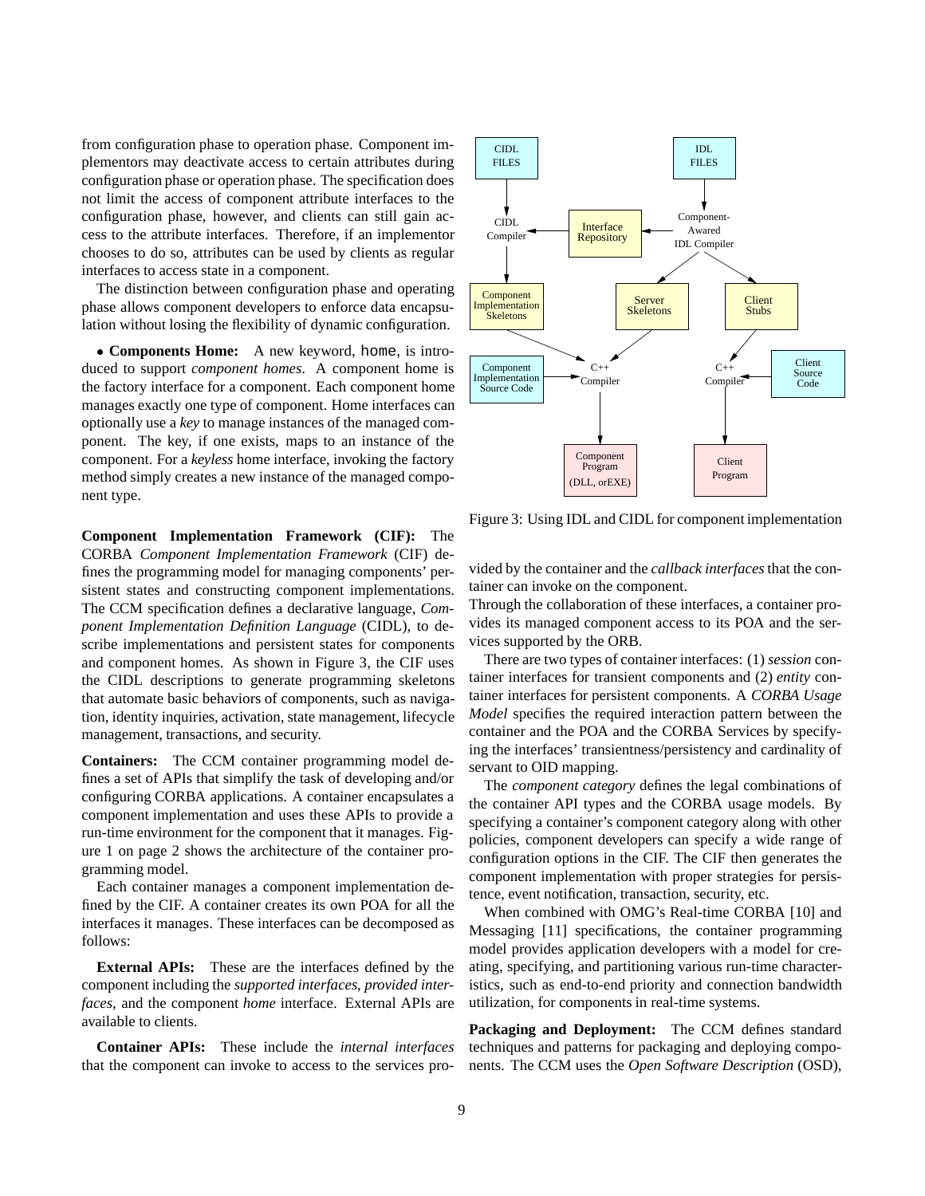from configuration phase to operation phase. Component implementors may deactivate access to certain attributes during configuration phase or operation phase. The specification does not limit the access of component attribute interfaces to the configuration phase, however, and clients can still gain access to the attribute interfaces. Therefore, if an implementor chooses to do so, attributes can be used by clients as regular interfaces to access state in a component.

The distinction between configuration phase and operating phase allows component developers to enforce data encapsulation without losing the flexibility of dynamic configuration.

- **Components Home:** A new keyword, `home`, is introduced to support *component homes*. A component home is the factory interface for a component. Each component home manages exactly one type of component. Home interfaces can optionally use a *key* to manage instances of the managed component. The key, if one exists, maps to an instance of the component. For a *keyless* home interface, invoking the factory method simply creates a new instance of the managed component type.

**Component Implementation Framework (CIF):** The CORBA *Component Implementation Framework* (CIF) defines the programming model for managing components' persistent states and constructing component implementations. The CCM specification defines a declarative language, *Component Implementation Definition Language* (CIDL), to describe implementations and persistent states for components and component homes. As shown in Figure 3, the CIF uses the CIDL descriptions to generate programming skeletons that automate basic behaviors of components, such as navigation, identity inquiries, activation, state management, lifecycle management, transactions, and security.

**Containers:** The CCM container programming model defines a set of APIs that simplify the task of developing and/or configuring CORBA applications. A container encapsulates a component implementation and uses these APIs to provide a run-time environment for the component that it manages. Figure 1 on page 2 shows the architecture of the container programming model.

Each container manages a component implementation defined by the CIF. A container creates its own POA for all the interfaces it manages. These interfaces can be decomposed as follows:

**External APIs:** These are the interfaces defined by the component including the *supported interfaces*, *provided interfaces*, and the component *home* interface. External APIs are available to clients.

**Container APIs:** These include the *internal interfaces* that the component can invoke to access to the services provided by the container and the *callback interfaces* that the container can invoke on the component.
Through the collaboration of these interfaces, a container provides its managed component access to its POA and the services supported by the ORB.

CIDL FILES → CIDL Compiler → Component Implementation Skeletons → C++ Compiler → Component Program (DLL, orEXE)

IDL FILES → Component-Awared IDL Compiler → Interface Repository → CIDL Compiler

Component-Awared IDL Compiler → Server Skeletons → C++ Compiler

Component-Awared IDL Compiler → Client Stubs → C++ Compiler → Client Program

Component Implementation Source Code → C++ Compiler

Client Source Code → C++ Compiler

Figure 3: Using IDL and CIDL for component implementation

There are two types of container interfaces: (1) *session* container interfaces for transient components and (2) *entity* container interfaces for persistent components. A *CORBA Usage Model* specifies the required interaction pattern between the container and the POA and the CORBA Services by specifying the interfaces' transientness/persistency and cardinality of servant to OID mapping.

The *component category* defines the legal combinations of the container API types and the CORBA usage models. By specifying a container's component category along with other policies, component developers can specify a wide range of configuration options in the CIF. The CIF then generates the component implementation with proper strategies for persistence, event notification, transaction, security, etc.

When combined with OMG's Real-time CORBA [10] and Messaging [11] specifications, the container programming model provides application developers with a model for creating, specifying, and partitioning various run-time characteristics, such as end-to-end priority and connection bandwidth utilization, for components in real-time systems.

**Packaging and Deployment:** The CCM defines standard techniques and patterns for packaging and deploying components. The CCM uses the *Open Software Description* (OSD),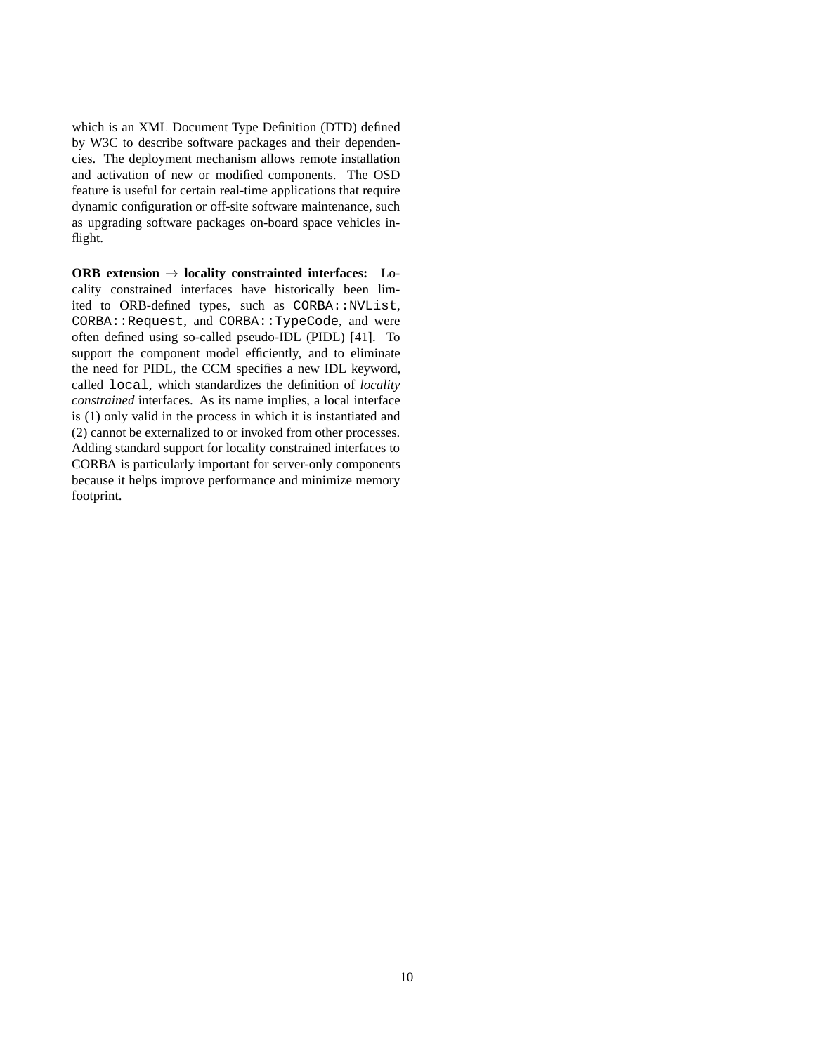which is an XML Document Type Definition (DTD) defined by W3C to describe software packages and their dependencies. The deployment mechanism allows remote installation and activation of new or modified components. The OSD feature is useful for certain real-time applications that require dynamic configuration or off-site software maintenance, such as upgrading software packages on-board space vehicles in-flight.

**ORB extension $\rightarrow$ locality constrainted interfaces:** Locality constrained interfaces have historically been limited to ORB-defined types, such as `CORBA::NVList`, `CORBA::Request`, and `CORBA::TypeCode`, and were often defined using so-called pseudo-IDL (PIDL) [41]. To support the component model efficiently, and to eliminate the need for PIDL, the CCM specifies a new IDL keyword, called `local`, which standardizes the definition of *locality constrained* interfaces. As its name implies, a local interface is (1) only valid in the process in which it is instantiated and (2) cannot be externalized to or invoked from other processes. Adding standard support for locality constrained interfaces to CORBA is particularly important for server-only components because it helps improve performance and minimize memory footprint.